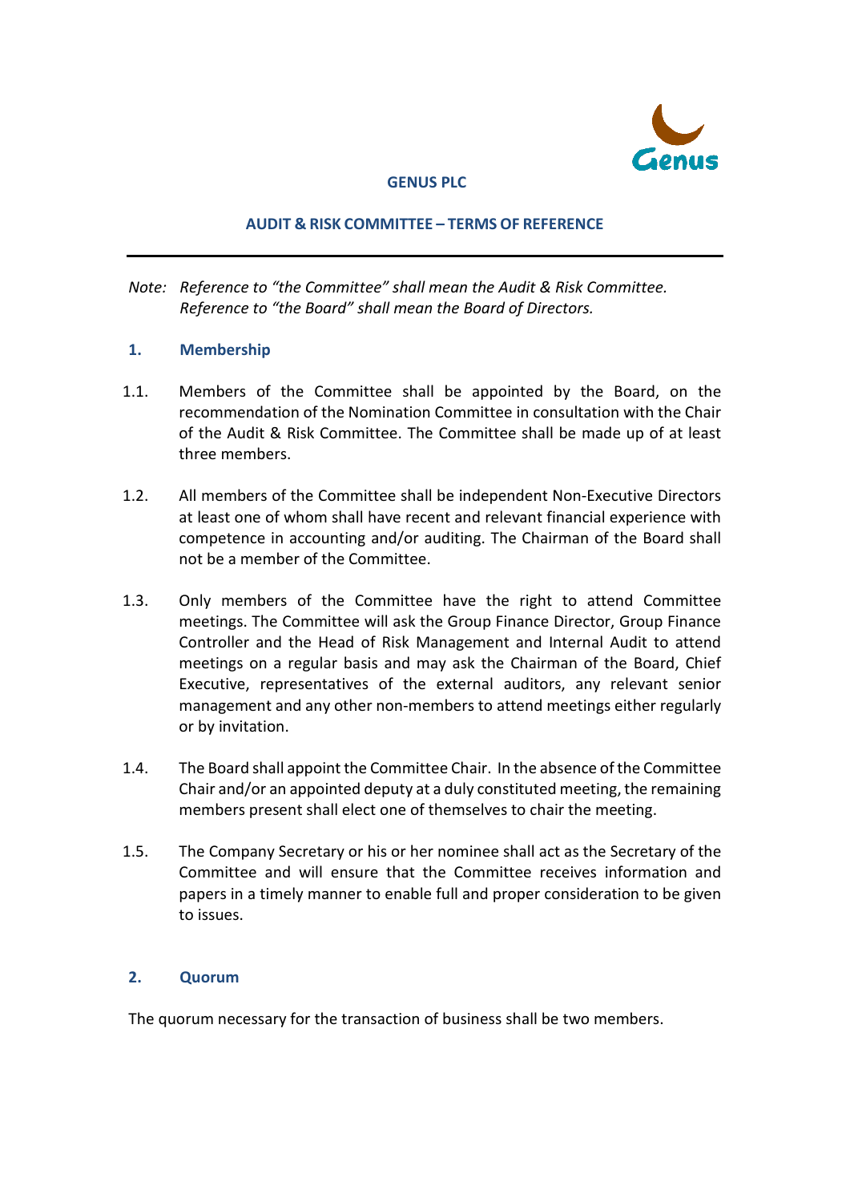# GENUS PLC

## AUDIT & RISK COMMITTEE – TERMS OF REFERENCE

---

*Note: Reference to "the Committee" shall mean the Audit & Risk Committee.*
*Reference to "the Board" shall mean the Board of Directors.*

### 1. Membership

1.1. Members of the Committee shall be appointed by the Board, on the recommendation of the Nomination Committee in consultation with the Chair of the Audit & Risk Committee. The Committee shall be made up of at least three members.

1.2. All members of the Committee shall be independent Non-Executive Directors at least one of whom shall have recent and relevant financial experience with competence in accounting and/or auditing. The Chairman of the Board shall not be a member of the Committee.

1.3. Only members of the Committee have the right to attend Committee meetings. The Committee will ask the Group Finance Director, Group Finance Controller and the Head of Risk Management and Internal Audit to attend meetings on a regular basis and may ask the Chairman of the Board, Chief Executive, representatives of the external auditors, any relevant senior management and any other non-members to attend meetings either regularly or by invitation.

1.4. The Board shall appoint the Committee Chair. In the absence of the Committee Chair and/or an appointed deputy at a duly constituted meeting, the remaining members present shall elect one of themselves to chair the meeting.

1.5. The Company Secretary or his or her nominee shall act as the Secretary of the Committee and will ensure that the Committee receives information and papers in a timely manner to enable full and proper consideration to be given to issues.

### 2. Quorum

The quorum necessary for the transaction of business shall be two members.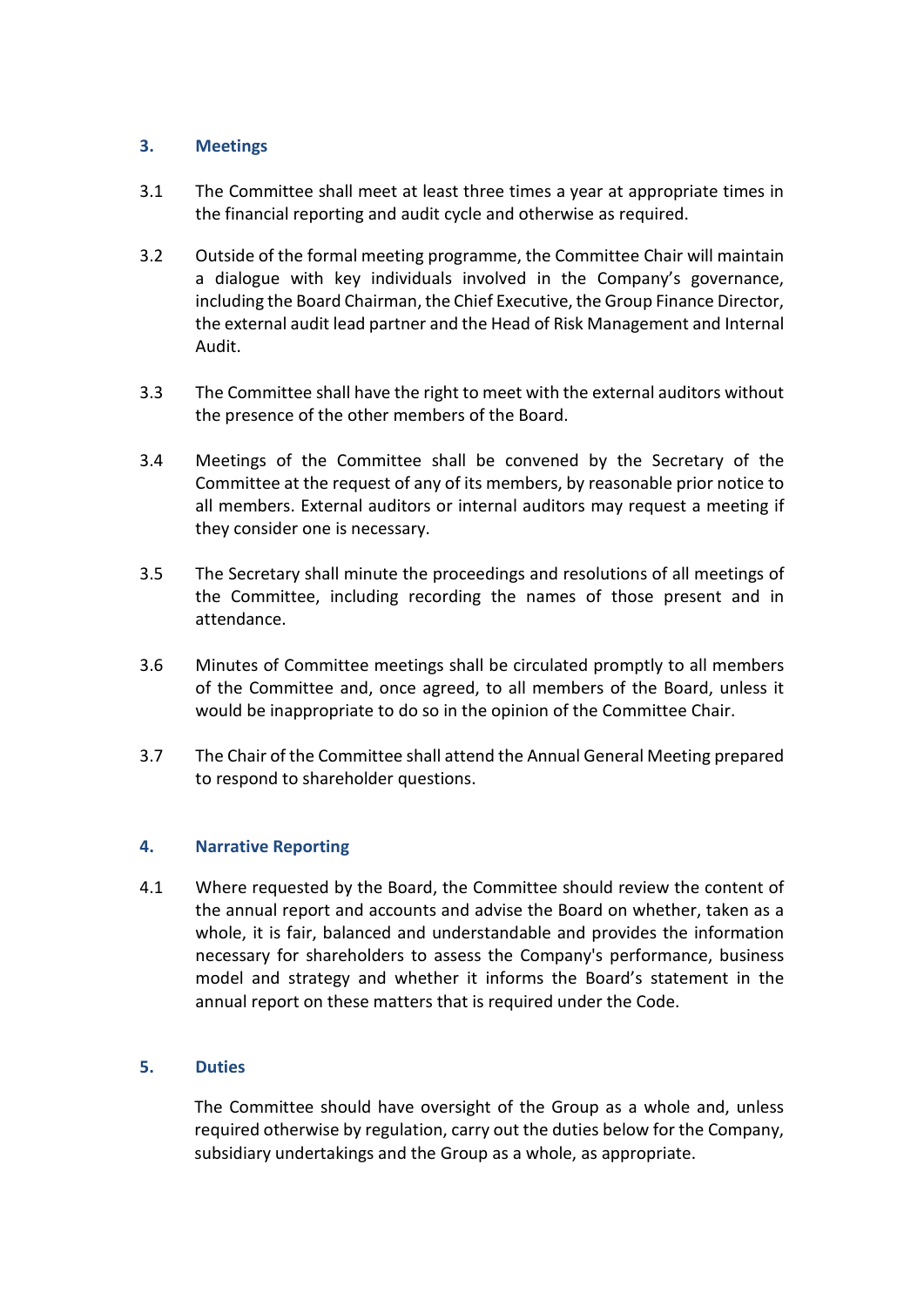## 3. Meetings

3.1 The Committee shall meet at least three times a year at appropriate times in the financial reporting and audit cycle and otherwise as required.

3.2 Outside of the formal meeting programme, the Committee Chair will maintain a dialogue with key individuals involved in the Company's governance, including the Board Chairman, the Chief Executive, the Group Finance Director, the external audit lead partner and the Head of Risk Management and Internal Audit.

3.3 The Committee shall have the right to meet with the external auditors without the presence of the other members of the Board.

3.4 Meetings of the Committee shall be convened by the Secretary of the Committee at the request of any of its members, by reasonable prior notice to all members. External auditors or internal auditors may request a meeting if they consider one is necessary.

3.5 The Secretary shall minute the proceedings and resolutions of all meetings of the Committee, including recording the names of those present and in attendance.

3.6 Minutes of Committee meetings shall be circulated promptly to all members of the Committee and, once agreed, to all members of the Board, unless it would be inappropriate to do so in the opinion of the Committee Chair.

3.7 The Chair of the Committee shall attend the Annual General Meeting prepared to respond to shareholder questions.

## 4. Narrative Reporting

4.1 Where requested by the Board, the Committee should review the content of the annual report and accounts and advise the Board on whether, taken as a whole, it is fair, balanced and understandable and provides the information necessary for shareholders to assess the Company's performance, business model and strategy and whether it informs the Board's statement in the annual report on these matters that is required under the Code.

## 5. Duties

The Committee should have oversight of the Group as a whole and, unless required otherwise by regulation, carry out the duties below for the Company, subsidiary undertakings and the Group as a whole, as appropriate.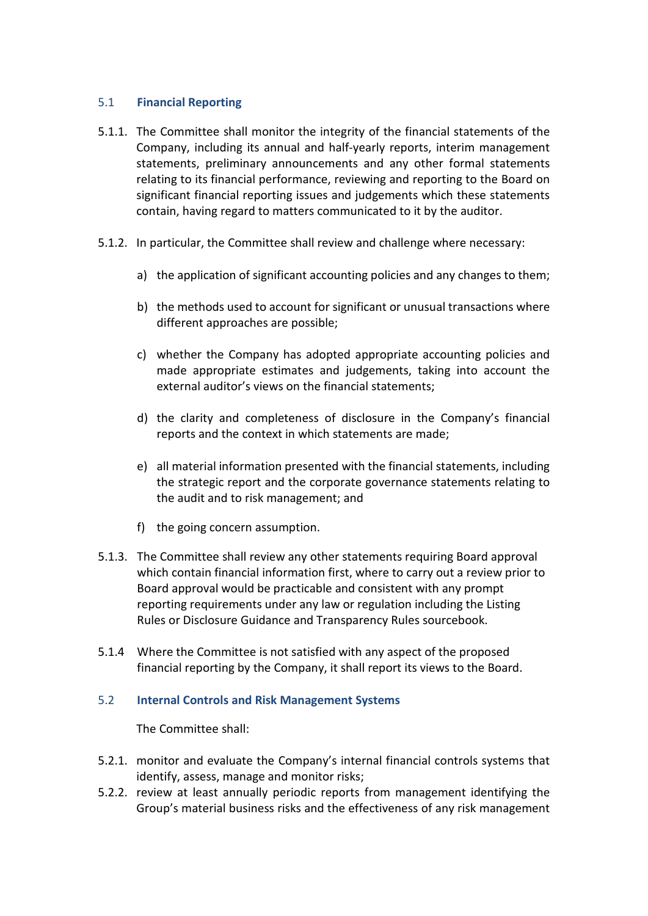## 5.1 Financial Reporting

5.1.1. The Committee shall monitor the integrity of the financial statements of the Company, including its annual and half-yearly reports, interim management statements, preliminary announcements and any other formal statements relating to its financial performance, reviewing and reporting to the Board on significant financial reporting issues and judgements which these statements contain, having regard to matters communicated to it by the auditor.

5.1.2. In particular, the Committee shall review and challenge where necessary:

a) the application of significant accounting policies and any changes to them;

b) the methods used to account for significant or unusual transactions where different approaches are possible;

c) whether the Company has adopted appropriate accounting policies and made appropriate estimates and judgements, taking into account the external auditor's views on the financial statements;

d) the clarity and completeness of disclosure in the Company's financial reports and the context in which statements are made;

e) all material information presented with the financial statements, including the strategic report and the corporate governance statements relating to the audit and to risk management; and

f) the going concern assumption.

5.1.3. The Committee shall review any other statements requiring Board approval which contain financial information first, where to carry out a review prior to Board approval would be practicable and consistent with any prompt reporting requirements under any law or regulation including the Listing Rules or Disclosure Guidance and Transparency Rules sourcebook.

5.1.4 Where the Committee is not satisfied with any aspect of the proposed financial reporting by the Company, it shall report its views to the Board.

## 5.2 Internal Controls and Risk Management Systems

The Committee shall:

5.2.1. monitor and evaluate the Company's internal financial controls systems that identify, assess, manage and monitor risks;

5.2.2. review at least annually periodic reports from management identifying the Group's material business risks and the effectiveness of any risk management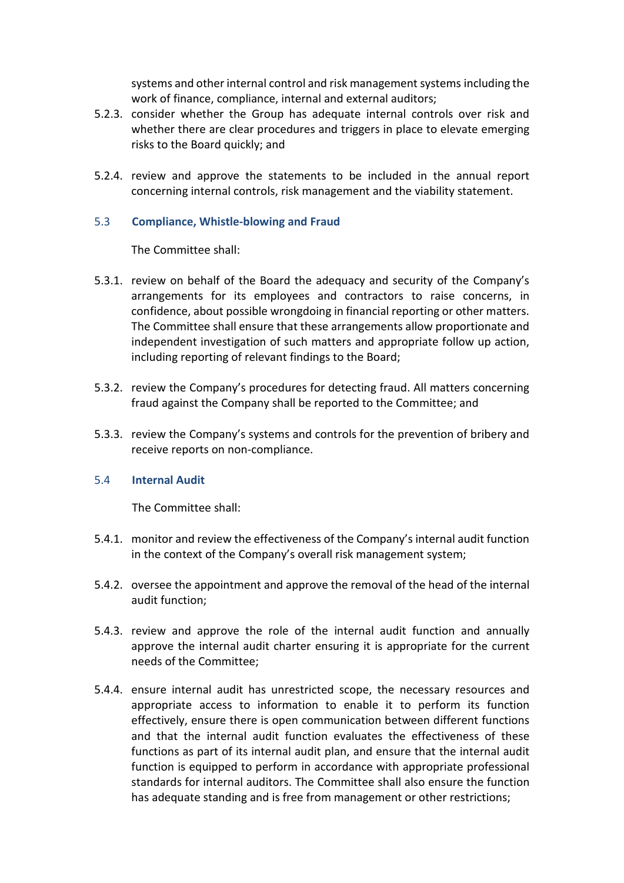systems and other internal control and risk management systems including the work of finance, compliance, internal and external auditors;

5.2.3. consider whether the Group has adequate internal controls over risk and whether there are clear procedures and triggers in place to elevate emerging risks to the Board quickly; and

5.2.4. review and approve the statements to be included in the annual report concerning internal controls, risk management and the viability statement.

### 5.3 Compliance, Whistle-blowing and Fraud

The Committee shall:

5.3.1. review on behalf of the Board the adequacy and security of the Company's arrangements for its employees and contractors to raise concerns, in confidence, about possible wrongdoing in financial reporting or other matters. The Committee shall ensure that these arrangements allow proportionate and independent investigation of such matters and appropriate follow up action, including reporting of relevant findings to the Board;

5.3.2. review the Company's procedures for detecting fraud. All matters concerning fraud against the Company shall be reported to the Committee; and

5.3.3. review the Company's systems and controls for the prevention of bribery and receive reports on non-compliance.

### 5.4 Internal Audit

The Committee shall:

5.4.1. monitor and review the effectiveness of the Company's internal audit function in the context of the Company's overall risk management system;

5.4.2. oversee the appointment and approve the removal of the head of the internal audit function;

5.4.3. review and approve the role of the internal audit function and annually approve the internal audit charter ensuring it is appropriate for the current needs of the Committee;

5.4.4. ensure internal audit has unrestricted scope, the necessary resources and appropriate access to information to enable it to perform its function effectively, ensure there is open communication between different functions and that the internal audit function evaluates the effectiveness of these functions as part of its internal audit plan, and ensure that the internal audit function is equipped to perform in accordance with appropriate professional standards for internal auditors. The Committee shall also ensure the function has adequate standing and is free from management or other restrictions;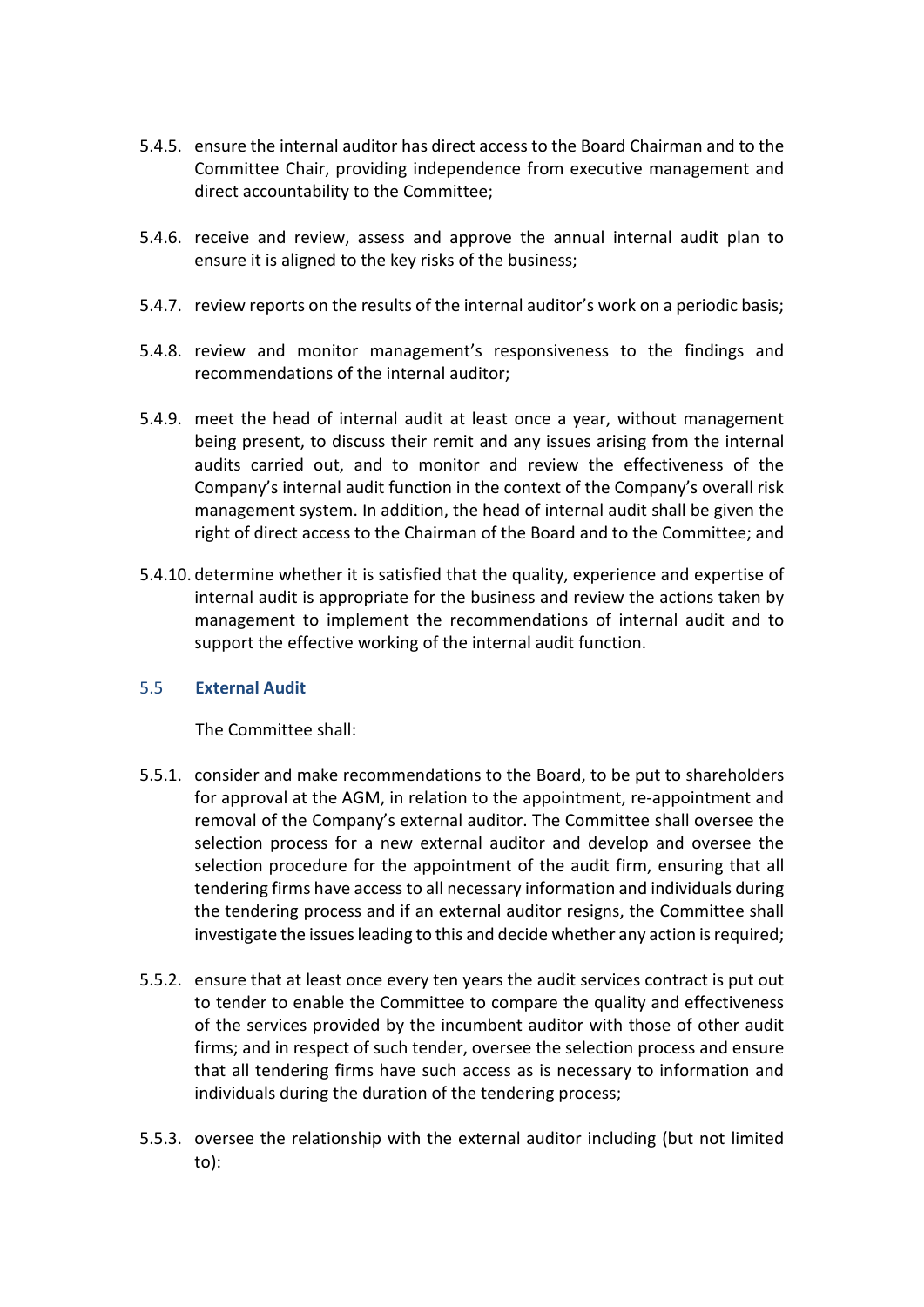5.4.5. ensure the internal auditor has direct access to the Board Chairman and to the Committee Chair, providing independence from executive management and direct accountability to the Committee;

5.4.6. receive and review, assess and approve the annual internal audit plan to ensure it is aligned to the key risks of the business;

5.4.7. review reports on the results of the internal auditor's work on a periodic basis;

5.4.8. review and monitor management's responsiveness to the findings and recommendations of the internal auditor;

5.4.9. meet the head of internal audit at least once a year, without management being present, to discuss their remit and any issues arising from the internal audits carried out, and to monitor and review the effectiveness of the Company's internal audit function in the context of the Company's overall risk management system. In addition, the head of internal audit shall be given the right of direct access to the Chairman of the Board and to the Committee; and

5.4.10. determine whether it is satisfied that the quality, experience and expertise of internal audit is appropriate for the business and review the actions taken by management to implement the recommendations of internal audit and to support the effective working of the internal audit function.

### 5.5 External Audit

The Committee shall:

5.5.1. consider and make recommendations to the Board, to be put to shareholders for approval at the AGM, in relation to the appointment, re-appointment and removal of the Company's external auditor. The Committee shall oversee the selection process for a new external auditor and develop and oversee the selection procedure for the appointment of the audit firm, ensuring that all tendering firms have access to all necessary information and individuals during the tendering process and if an external auditor resigns, the Committee shall investigate the issues leading to this and decide whether any action is required;

5.5.2. ensure that at least once every ten years the audit services contract is put out to tender to enable the Committee to compare the quality and effectiveness of the services provided by the incumbent auditor with those of other audit firms; and in respect of such tender, oversee the selection process and ensure that all tendering firms have such access as is necessary to information and individuals during the duration of the tendering process;

5.5.3. oversee the relationship with the external auditor including (but not limited to):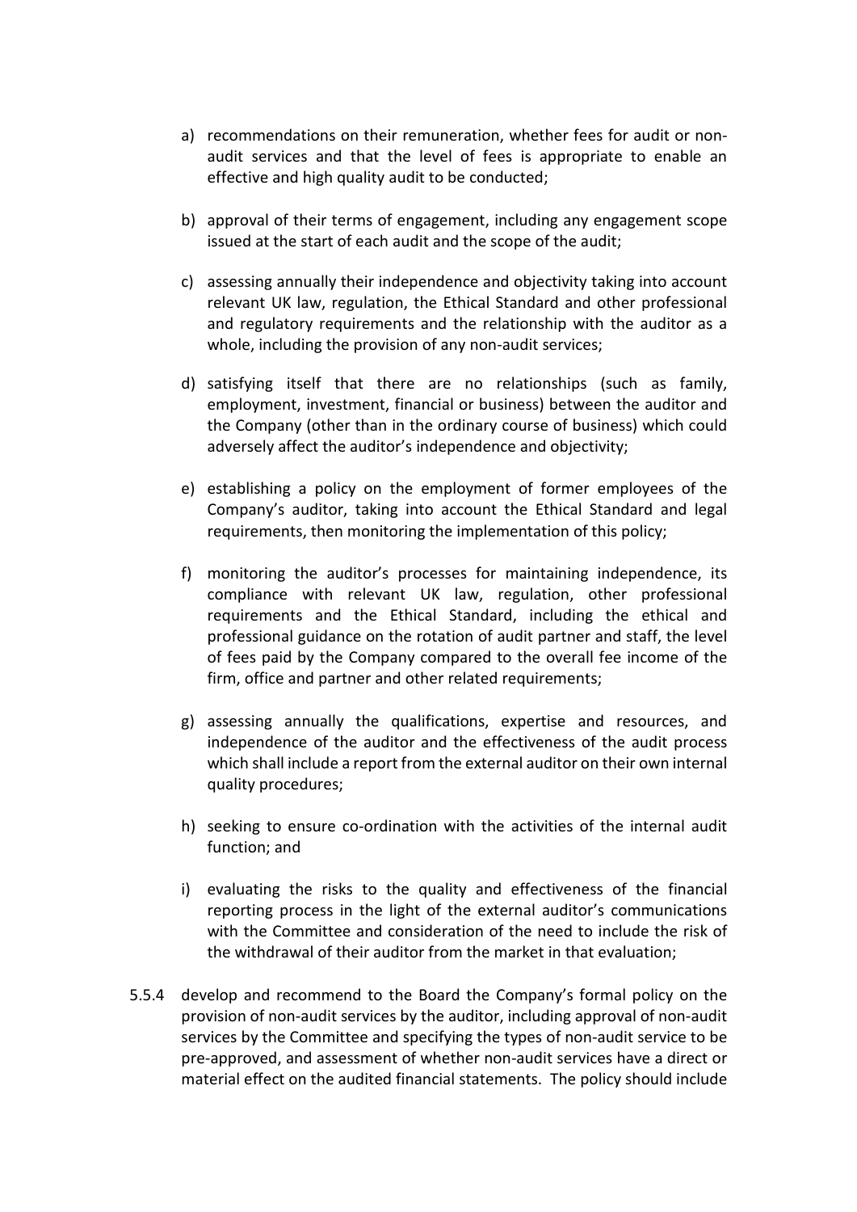a) recommendations on their remuneration, whether fees for audit or non-audit services and that the level of fees is appropriate to enable an effective and high quality audit to be conducted;

b) approval of their terms of engagement, including any engagement scope issued at the start of each audit and the scope of the audit;

c) assessing annually their independence and objectivity taking into account relevant UK law, regulation, the Ethical Standard and other professional and regulatory requirements and the relationship with the auditor as a whole, including the provision of any non-audit services;

d) satisfying itself that there are no relationships (such as family, employment, investment, financial or business) between the auditor and the Company (other than in the ordinary course of business) which could adversely affect the auditor's independence and objectivity;

e) establishing a policy on the employment of former employees of the Company's auditor, taking into account the Ethical Standard and legal requirements, then monitoring the implementation of this policy;

f) monitoring the auditor's processes for maintaining independence, its compliance with relevant UK law, regulation, other professional requirements and the Ethical Standard, including the ethical and professional guidance on the rotation of audit partner and staff, the level of fees paid by the Company compared to the overall fee income of the firm, office and partner and other related requirements;

g) assessing annually the qualifications, expertise and resources, and independence of the auditor and the effectiveness of the audit process which shall include a report from the external auditor on their own internal quality procedures;

h) seeking to ensure co-ordination with the activities of the internal audit function; and

i) evaluating the risks to the quality and effectiveness of the financial reporting process in the light of the external auditor's communications with the Committee and consideration of the need to include the risk of the withdrawal of their auditor from the market in that evaluation;

5.5.4 develop and recommend to the Board the Company's formal policy on the provision of non-audit services by the auditor, including approval of non-audit services by the Committee and specifying the types of non-audit service to be pre-approved, and assessment of whether non-audit services have a direct or material effect on the audited financial statements. The policy should include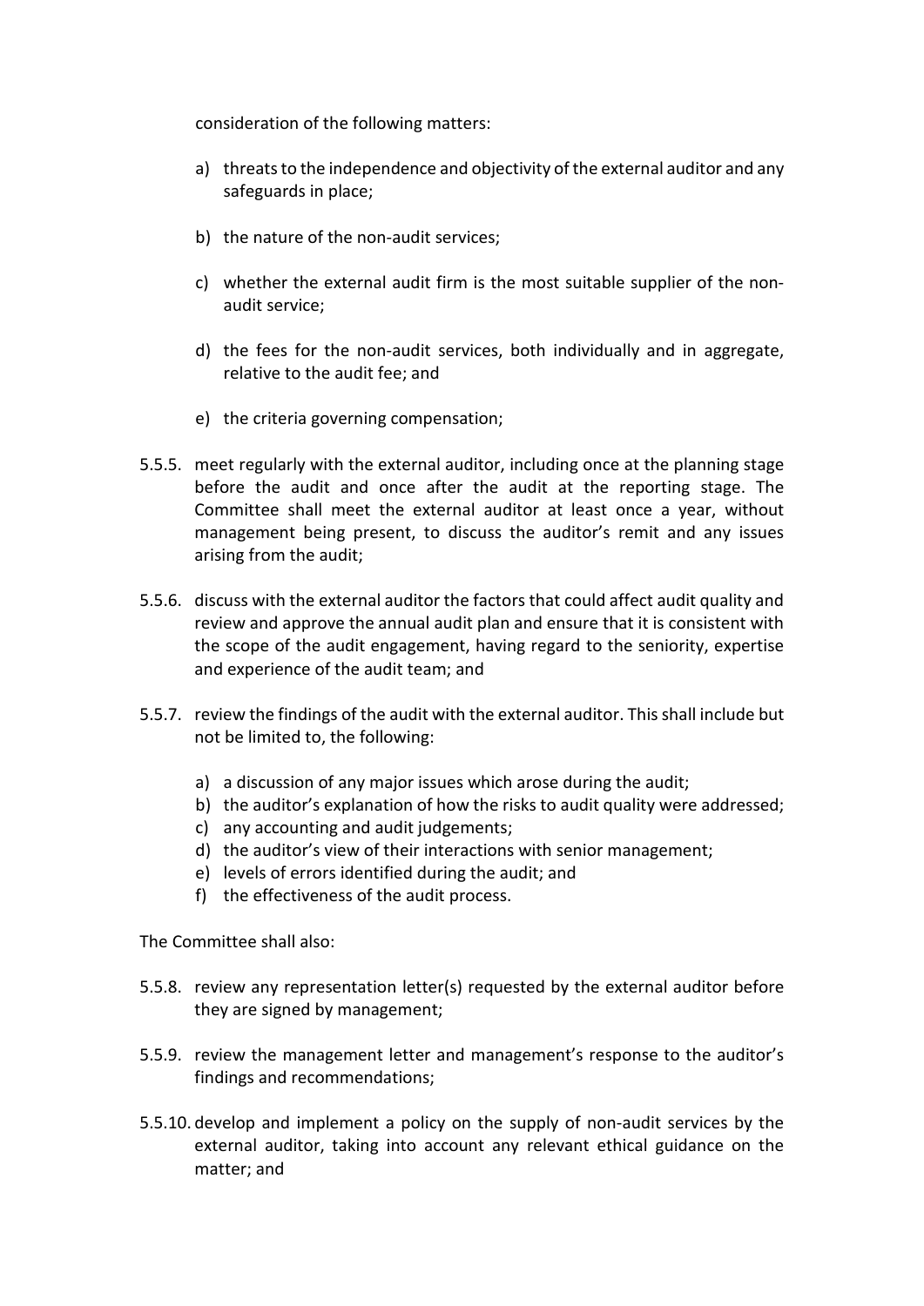consideration of the following matters:

a) threats to the independence and objectivity of the external auditor and any safeguards in place;

b) the nature of the non-audit services;

c) whether the external audit firm is the most suitable supplier of the non-audit service;

d) the fees for the non-audit services, both individually and in aggregate, relative to the audit fee; and

e) the criteria governing compensation;

5.5.5. meet regularly with the external auditor, including once at the planning stage before the audit and once after the audit at the reporting stage. The Committee shall meet the external auditor at least once a year, without management being present, to discuss the auditor's remit and any issues arising from the audit;

5.5.6. discuss with the external auditor the factors that could affect audit quality and review and approve the annual audit plan and ensure that it is consistent with the scope of the audit engagement, having regard to the seniority, expertise and experience of the audit team; and

5.5.7. review the findings of the audit with the external auditor. This shall include but not be limited to, the following:

a) a discussion of any major issues which arose during the audit;
b) the auditor's explanation of how the risks to audit quality were addressed;
c) any accounting and audit judgements;
d) the auditor's view of their interactions with senior management;
e) levels of errors identified during the audit; and
f) the effectiveness of the audit process.

The Committee shall also:

5.5.8. review any representation letter(s) requested by the external auditor before they are signed by management;

5.5.9. review the management letter and management's response to the auditor's findings and recommendations;

5.5.10. develop and implement a policy on the supply of non-audit services by the external auditor, taking into account any relevant ethical guidance on the matter; and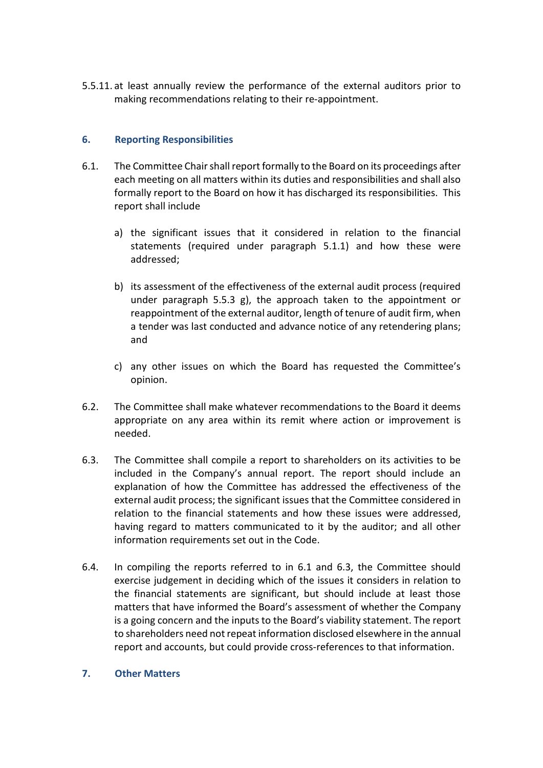5.5.11. at least annually review the performance of the external auditors prior to making recommendations relating to their re-appointment.

## 6. Reporting Responsibilities

6.1. The Committee Chair shall report formally to the Board on its proceedings after each meeting on all matters within its duties and responsibilities and shall also formally report to the Board on how it has discharged its responsibilities. This report shall include

a) the significant issues that it considered in relation to the financial statements (required under paragraph 5.1.1) and how these were addressed;

b) its assessment of the effectiveness of the external audit process (required under paragraph 5.5.3 g), the approach taken to the appointment or reappointment of the external auditor, length of tenure of audit firm, when a tender was last conducted and advance notice of any retendering plans; and

c) any other issues on which the Board has requested the Committee's opinion.

6.2. The Committee shall make whatever recommendations to the Board it deems appropriate on any area within its remit where action or improvement is needed.

6.3. The Committee shall compile a report to shareholders on its activities to be included in the Company's annual report. The report should include an explanation of how the Committee has addressed the effectiveness of the external audit process; the significant issues that the Committee considered in relation to the financial statements and how these issues were addressed, having regard to matters communicated to it by the auditor; and all other information requirements set out in the Code.

6.4. In compiling the reports referred to in 6.1 and 6.3, the Committee should exercise judgement in deciding which of the issues it considers in relation to the financial statements are significant, but should include at least those matters that have informed the Board's assessment of whether the Company is a going concern and the inputs to the Board's viability statement. The report to shareholders need not repeat information disclosed elsewhere in the annual report and accounts, but could provide cross-references to that information.

## 7. Other Matters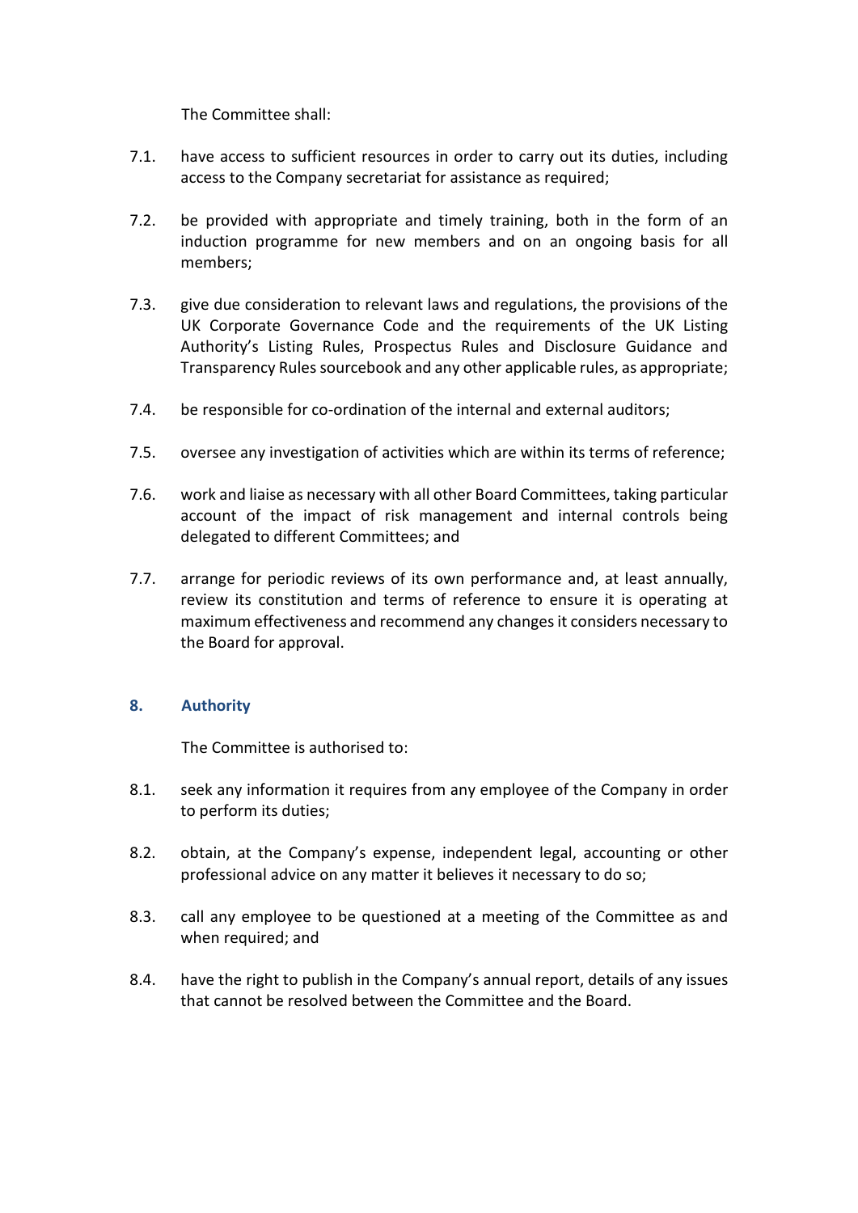The Committee shall:

7.1. have access to sufficient resources in order to carry out its duties, including access to the Company secretariat for assistance as required;

7.2. be provided with appropriate and timely training, both in the form of an induction programme for new members and on an ongoing basis for all members;

7.3. give due consideration to relevant laws and regulations, the provisions of the UK Corporate Governance Code and the requirements of the UK Listing Authority's Listing Rules, Prospectus Rules and Disclosure Guidance and Transparency Rules sourcebook and any other applicable rules, as appropriate;

7.4. be responsible for co-ordination of the internal and external auditors;

7.5. oversee any investigation of activities which are within its terms of reference;

7.6. work and liaise as necessary with all other Board Committees, taking particular account of the impact of risk management and internal controls being delegated to different Committees; and

7.7. arrange for periodic reviews of its own performance and, at least annually, review its constitution and terms of reference to ensure it is operating at maximum effectiveness and recommend any changes it considers necessary to the Board for approval.

## 8. Authority

The Committee is authorised to:

8.1. seek any information it requires from any employee of the Company in order to perform its duties;

8.2. obtain, at the Company's expense, independent legal, accounting or other professional advice on any matter it believes it necessary to do so;

8.3. call any employee to be questioned at a meeting of the Committee as and when required; and

8.4. have the right to publish in the Company's annual report, details of any issues that cannot be resolved between the Committee and the Board.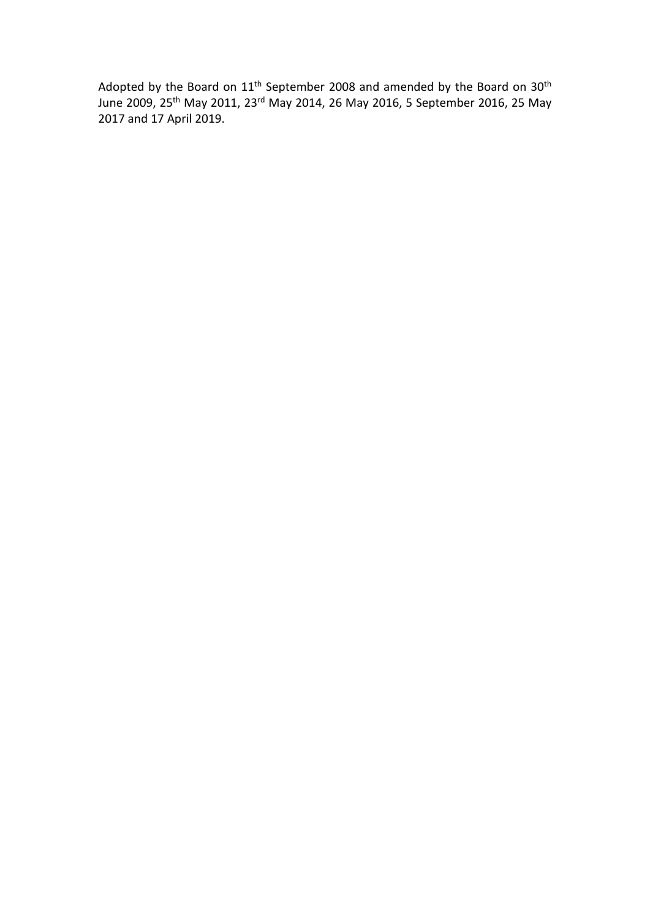Adopted by the Board on 11th September 2008 and amended by the Board on 30th June 2009, 25th May 2011, 23rd May 2014, 26 May 2016, 5 September 2016, 25 May 2017 and 17 April 2019.